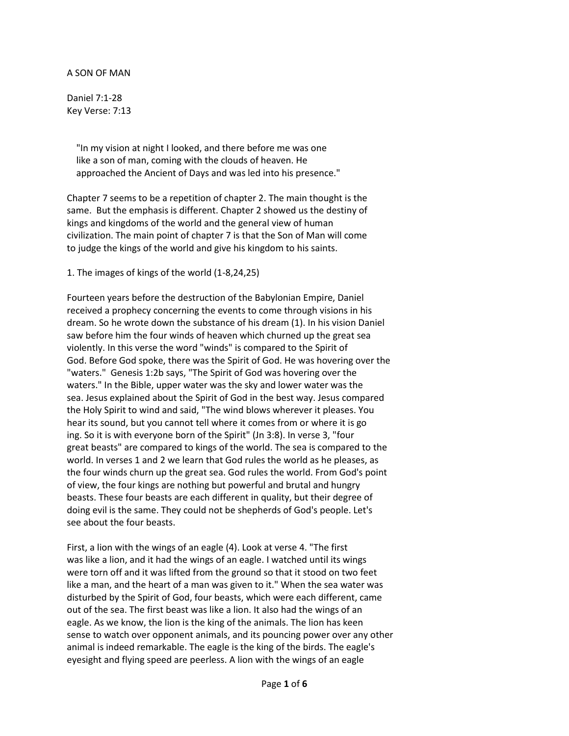# A SON OF MAN

Daniel 7:1-28
Key Verse: 7:13

> "In my vision at night I looked, and there before me was one like a son of man, coming with the clouds of heaven. He approached the Ancient of Days and was led into his presence."

Chapter 7 seems to be a repetition of chapter 2. The main thought is the same. But the emphasis is different. Chapter 2 showed us the destiny of kings and kingdoms of the world and the general view of human civilization. The main point of chapter 7 is that the Son of Man will come to judge the kings of the world and give his kingdom to his saints.

## 1. The images of kings of the world (1-8,24,25)

Fourteen years before the destruction of the Babylonian Empire, Daniel received a prophecy concerning the events to come through visions in his dream. So he wrote down the substance of his dream (1). In his vision Daniel saw before him the four winds of heaven which churned up the great sea violently. In this verse the word "winds" is compared to the Spirit of God. Before God spoke, there was the Spirit of God. He was hovering over the "waters." Genesis 1:2b says, "The Spirit of God was hovering over the waters." In the Bible, upper water was the sky and lower water was the sea. Jesus explained about the Spirit of God in the best way. Jesus compared the Holy Spirit to wind and said, "The wind blows wherever it pleases. You hear its sound, but you cannot tell where it comes from or where it is go ing. So it is with everyone born of the Spirit" (Jn 3:8). In verse 3, "four great beasts" are compared to kings of the world. The sea is compared to the world. In verses 1 and 2 we learn that God rules the world as he pleases, as the four winds churn up the great sea. God rules the world. From God's point of view, the four kings are nothing but powerful and brutal and hungry beasts. These four beasts are each different in quality, but their degree of doing evil is the same. They could not be shepherds of God's people. Let's see about the four beasts.

First, a lion with the wings of an eagle (4). Look at verse 4. "The first was like a lion, and it had the wings of an eagle. I watched until its wings were torn off and it was lifted from the ground so that it stood on two feet like a man, and the heart of a man was given to it." When the sea water was disturbed by the Spirit of God, four beasts, which were each different, came out of the sea. The first beast was like a lion. It also had the wings of an eagle. As we know, the lion is the king of the animals. The lion has keen sense to watch over opponent animals, and its pouncing power over any other animal is indeed remarkable. The eagle is the king of the birds. The eagle's eyesight and flying speed are peerless. A lion with the wings of an eagle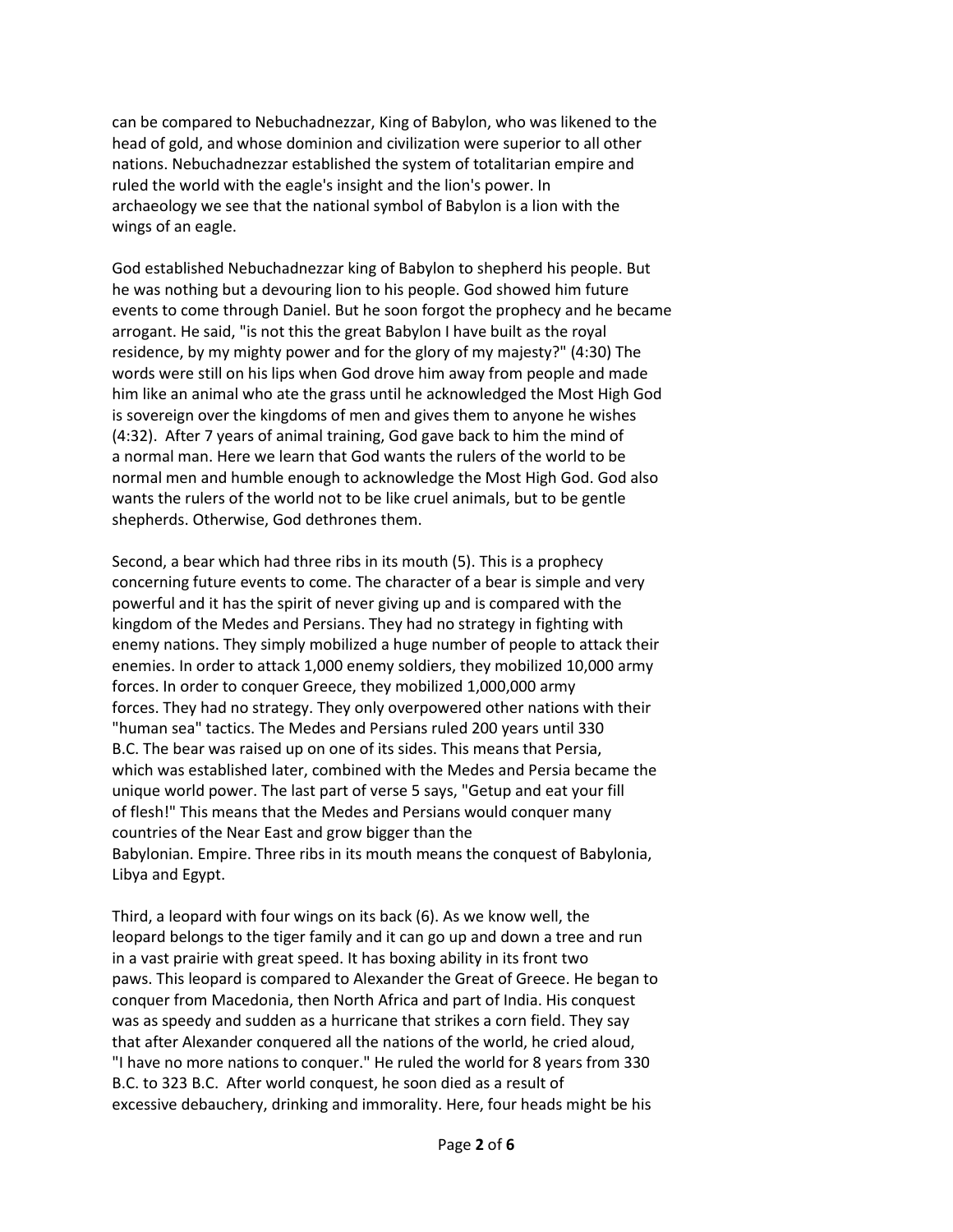can be compared to Nebuchadnezzar, King of Babylon, who was likened to the head of gold, and whose dominion and civilization were superior to all other nations. Nebuchadnezzar established the system of totalitarian empire and ruled the world with the eagle's insight and the lion's power. In archaeology we see that the national symbol of Babylon is a lion with the wings of an eagle.

God established Nebuchadnezzar king of Babylon to shepherd his people. But he was nothing but a devouring lion to his people. God showed him future events to come through Daniel. But he soon forgot the prophecy and he became arrogant. He said, "is not this the great Babylon I have built as the royal residence, by my mighty power and for the glory of my majesty?" (4:30) The words were still on his lips when God drove him away from people and made him like an animal who ate the grass until he acknowledged the Most High God is sovereign over the kingdoms of men and gives them to anyone he wishes (4:32). After 7 years of animal training, God gave back to him the mind of a normal man. Here we learn that God wants the rulers of the world to be normal men and humble enough to acknowledge the Most High God. God also wants the rulers of the world not to be like cruel animals, but to be gentle shepherds. Otherwise, God dethrones them.

Second, a bear which had three ribs in its mouth (5). This is a prophecy concerning future events to come. The character of a bear is simple and very powerful and it has the spirit of never giving up and is compared with the kingdom of the Medes and Persians. They had no strategy in fighting with enemy nations. They simply mobilized a huge number of people to attack their enemies. In order to attack 1,000 enemy soldiers, they mobilized 10,000 army forces. In order to conquer Greece, they mobilized 1,000,000 army forces. They had no strategy. They only overpowered other nations with their "human sea" tactics. The Medes and Persians ruled 200 years until 330 B.C. The bear was raised up on one of its sides. This means that Persia, which was established later, combined with the Medes and Persia became the unique world power. The last part of verse 5 says, "Getup and eat your fill of flesh!" This means that the Medes and Persians would conquer many countries of the Near East and grow bigger than the Babylonian. Empire. Three ribs in its mouth means the conquest of Babylonia, Libya and Egypt.

Third, a leopard with four wings on its back (6). As we know well, the leopard belongs to the tiger family and it can go up and down a tree and run in a vast prairie with great speed. It has boxing ability in its front two paws. This leopard is compared to Alexander the Great of Greece. He began to conquer from Macedonia, then North Africa and part of India. His conquest was as speedy and sudden as a hurricane that strikes a corn field. They say that after Alexander conquered all the nations of the world, he cried aloud, "I have no more nations to conquer." He ruled the world for 8 years from 330 B.C. to 323 B.C. After world conquest, he soon died as a result of excessive debauchery, drinking and immorality. Here, four heads might be his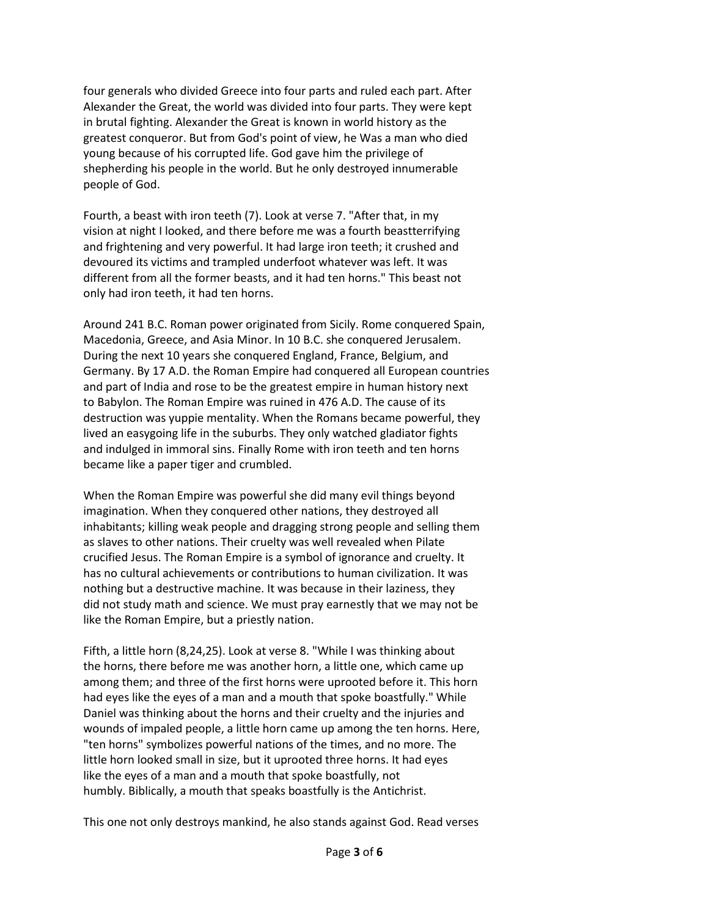four generals who divided Greece into four parts and ruled each part. After Alexander the Great, the world was divided into four parts. They were kept in brutal fighting. Alexander the Great is known in world history as the greatest conqueror. But from God's point of view, he Was a man who died young because of his corrupted life. God gave him the privilege of shepherding his people in the world. But he only destroyed innumerable people of God.

Fourth, a beast with iron teeth (7). Look at verse 7. "After that, in my vision at night I looked, and there before me was a fourth beastterrifying and frightening and very powerful. It had large iron teeth; it crushed and devoured its victims and trampled underfoot whatever was left. It was different from all the former beasts, and it had ten horns." This beast not only had iron teeth, it had ten horns.

Around 241 B.C. Roman power originated from Sicily. Rome conquered Spain, Macedonia, Greece, and Asia Minor. In 10 B.C. she conquered Jerusalem. During the next 10 years she conquered England, France, Belgium, and Germany. By 17 A.D. the Roman Empire had conquered all European countries and part of India and rose to be the greatest empire in human history next to Babylon. The Roman Empire was ruined in 476 A.D. The cause of its destruction was yuppie mentality. When the Romans became powerful, they lived an easygoing life in the suburbs. They only watched gladiator fights and indulged in immoral sins. Finally Rome with iron teeth and ten horns became like a paper tiger and crumbled.

When the Roman Empire was powerful she did many evil things beyond imagination. When they conquered other nations, they destroyed all inhabitants; killing weak people and dragging strong people and selling them as slaves to other nations. Their cruelty was well revealed when Pilate crucified Jesus. The Roman Empire is a symbol of ignorance and cruelty. It has no cultural achievements or contributions to human civilization. It was nothing but a destructive machine. It was because in their laziness, they did not study math and science. We must pray earnestly that we may not be like the Roman Empire, but a priestly nation.

Fifth, a little horn (8,24,25). Look at verse 8. "While I was thinking about the horns, there before me was another horn, a little one, which came up among them; and three of the first horns were uprooted before it. This horn had eyes like the eyes of a man and a mouth that spoke boastfully." While Daniel was thinking about the horns and their cruelty and the injuries and wounds of impaled people, a little horn came up among the ten horns. Here, "ten horns" symbolizes powerful nations of the times, and no more. The little horn looked small in size, but it uprooted three horns. It had eyes like the eyes of a man and a mouth that spoke boastfully, not humbly. Biblically, a mouth that speaks boastfully is the Antichrist.

This one not only destroys mankind, he also stands against God. Read verses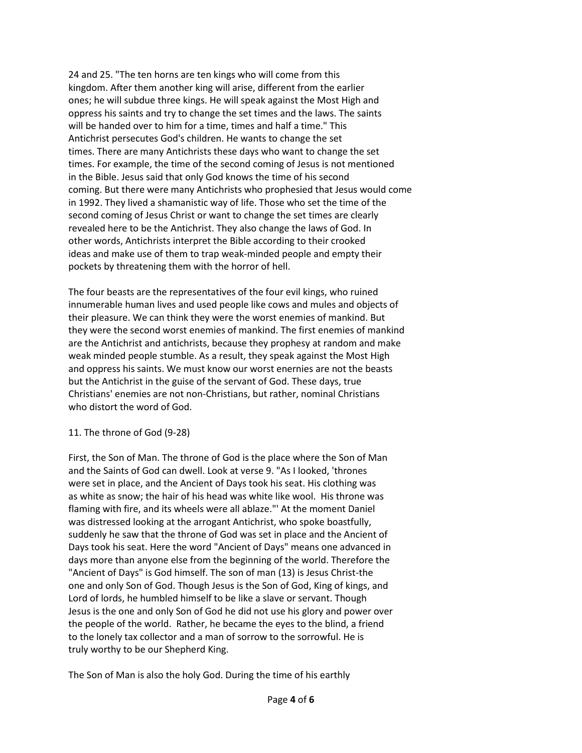24 and 25. "The ten horns are ten kings who will come from this kingdom. After them another king will arise, different from the earlier ones; he will subdue three kings. He will speak against the Most High and oppress his saints and try to change the set times and the laws. The saints will be handed over to him for a time, times and half a time." This Antichrist persecutes God's children. He wants to change the set times. There are many Antichrists these days who want to change the set times. For example, the time of the second coming of Jesus is not mentioned in the Bible. Jesus said that only God knows the time of his second coming. But there were many Antichrists who prophesied that Jesus would come in 1992. They lived a shamanistic way of life. Those who set the time of the second coming of Jesus Christ or want to change the set times are clearly revealed here to be the Antichrist. They also change the laws of God. In other words, Antichrists interpret the Bible according to their crooked ideas and make use of them to trap weak-minded people and empty their pockets by threatening them with the horror of hell.

The four beasts are the representatives of the four evil kings, who ruined innumerable human lives and used people like cows and mules and objects of their pleasure. We can think they were the worst enemies of mankind. But they were the second worst enemies of mankind. The first enemies of mankind are the Antichrist and antichrists, because they prophesy at random and make weak minded people stumble. As a result, they speak against the Most High and oppress his saints. We must know our worst enernies are not the beasts but the Antichrist in the guise of the servant of God. These days, true Christians' enemies are not non-Christians, but rather, nominal Christians who distort the word of God.

11. The throne of God (9-28)

First, the Son of Man. The throne of God is the place where the Son of Man and the Saints of God can dwell. Look at verse 9. "As I looked, 'thrones were set in place, and the Ancient of Days took his seat. His clothing was as white as snow; the hair of his head was white like wool. His throne was flaming with fire, and its wheels were all ablaze."' At the moment Daniel was distressed looking at the arrogant Antichrist, who spoke boastfully, suddenly he saw that the throne of God was set in place and the Ancient of Days took his seat. Here the word "Ancient of Days" means one advanced in days more than anyone else from the beginning of the world. Therefore the "Ancient of Days" is God himself. The son of man (13) is Jesus Christ-the one and only Son of God. Though Jesus is the Son of God, King of kings, and Lord of lords, he humbled himself to be like a slave or servant. Though Jesus is the one and only Son of God he did not use his glory and power over the people of the world. Rather, he became the eyes to the blind, a friend to the lonely tax collector and a man of sorrow to the sorrowful. He is truly worthy to be our Shepherd King.

The Son of Man is also the holy God. During the time of his earthly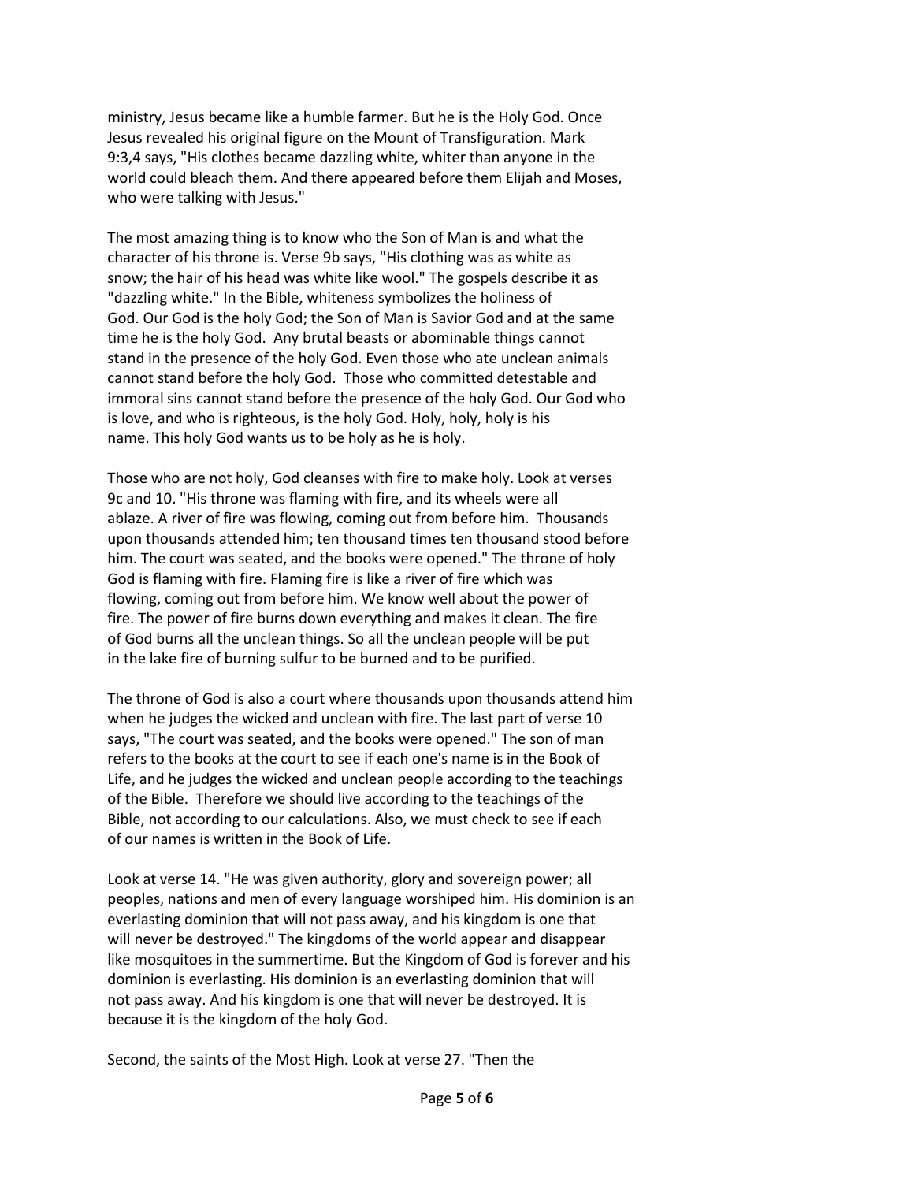ministry, Jesus became like a humble farmer. But he is the Holy God. Once Jesus revealed his original figure on the Mount of Transfiguration. Mark 9:3,4 says, "His clothes became dazzling white, whiter than anyone in the world could bleach them. And there appeared before them Elijah and Moses, who were talking with Jesus."

The most amazing thing is to know who the Son of Man is and what the character of his throne is. Verse 9b says, "His clothing was as white as snow; the hair of his head was white like wool." The gospels describe it as "dazzling white." In the Bible, whiteness symbolizes the holiness of God. Our God is the holy God; the Son of Man is Savior God and at the same time he is the holy God. Any brutal beasts or abominable things cannot stand in the presence of the holy God. Even those who ate unclean animals cannot stand before the holy God. Those who committed detestable and immoral sins cannot stand before the presence of the holy God. Our God who is love, and who is righteous, is the holy God. Holy, holy, holy is his name. This holy God wants us to be holy as he is holy.

Those who are not holy, God cleanses with fire to make holy. Look at verses 9c and 10. "His throne was flaming with fire, and its wheels were all ablaze. A river of fire was flowing, coming out from before him. Thousands upon thousands attended him; ten thousand times ten thousand stood before him. The court was seated, and the books were opened." The throne of holy God is flaming with fire. Flaming fire is like a river of fire which was flowing, coming out from before him. We know well about the power of fire. The power of fire burns down everything and makes it clean. The fire of God burns all the unclean things. So all the unclean people will be put in the lake fire of burning sulfur to be burned and to be purified.

The throne of God is also a court where thousands upon thousands attend him when he judges the wicked and unclean with fire. The last part of verse 10 says, "The court was seated, and the books were opened." The son of man refers to the books at the court to see if each one's name is in the Book of Life, and he judges the wicked and unclean people according to the teachings of the Bible. Therefore we should live according to the teachings of the Bible, not according to our calculations. Also, we must check to see if each of our names is written in the Book of Life.

Look at verse 14. "He was given authority, glory and sovereign power; all peoples, nations and men of every language worshiped him. His dominion is an everlasting dominion that will not pass away, and his kingdom is one that will never be destroyed." The kingdoms of the world appear and disappear like mosquitoes in the summertime. But the Kingdom of God is forever and his dominion is everlasting. His dominion is an everlasting dominion that will not pass away. And his kingdom is one that will never be destroyed. It is because it is the kingdom of the holy God.

Second, the saints of the Most High. Look at verse 27. "Then the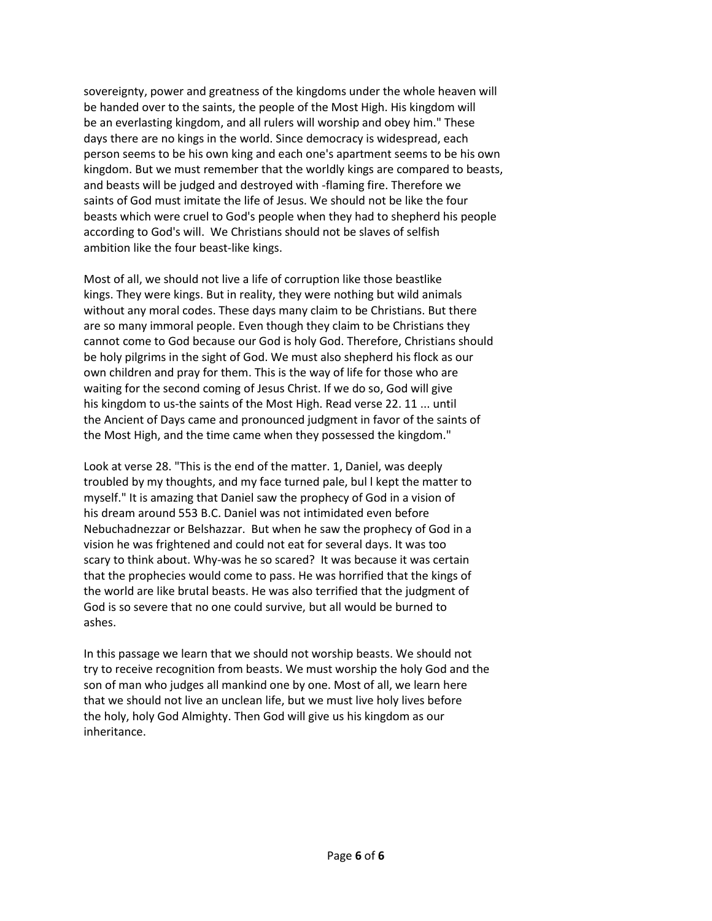sovereignty, power and greatness of the kingdoms under the whole heaven will be handed over to the saints, the people of the Most High. His kingdom will be an everlasting kingdom, and all rulers will worship and obey him." These days there are no kings in the world. Since democracy is widespread, each person seems to be his own king and each one's apartment seems to be his own kingdom. But we must remember that the worldly kings are compared to beasts, and beasts will be judged and destroyed with -flaming fire. Therefore we saints of God must imitate the life of Jesus. We should not be like the four beasts which were cruel to God's people when they had to shepherd his people according to God's will. We Christians should not be slaves of selfish ambition like the four beast-like kings.

Most of all, we should not live a life of corruption like those beastlike kings. They were kings. But in reality, they were nothing but wild animals without any moral codes. These days many claim to be Christians. But there are so many immoral people. Even though they claim to be Christians they cannot come to God because our God is holy God. Therefore, Christians should be holy pilgrims in the sight of God. We must also shepherd his flock as our own children and pray for them. This is the way of life for those who are waiting for the second coming of Jesus Christ. If we do so, God will give his kingdom to us-the saints of the Most High. Read verse 22. 11 ... until the Ancient of Days came and pronounced judgment in favor of the saints of the Most High, and the time came when they possessed the kingdom."

Look at verse 28. "This is the end of the matter. 1, Daniel, was deeply troubled by my thoughts, and my face turned pale, bul l kept the matter to myself." It is amazing that Daniel saw the prophecy of God in a vision of his dream around 553 B.C. Daniel was not intimidated even before Nebuchadnezzar or Belshazzar. But when he saw the prophecy of God in a vision he was frightened and could not eat for several days. It was too scary to think about. Why-was he so scared? It was because it was certain that the prophecies would come to pass. He was horrified that the kings of the world are like brutal beasts. He was also terrified that the judgment of God is so severe that no one could survive, but all would be burned to ashes.

In this passage we learn that we should not worship beasts. We should not try to receive recognition from beasts. We must worship the holy God and the son of man who judges all mankind one by one. Most of all, we learn here that we should not live an unclean life, but we must live holy lives before the holy, holy God Almighty. Then God will give us his kingdom as our inheritance.